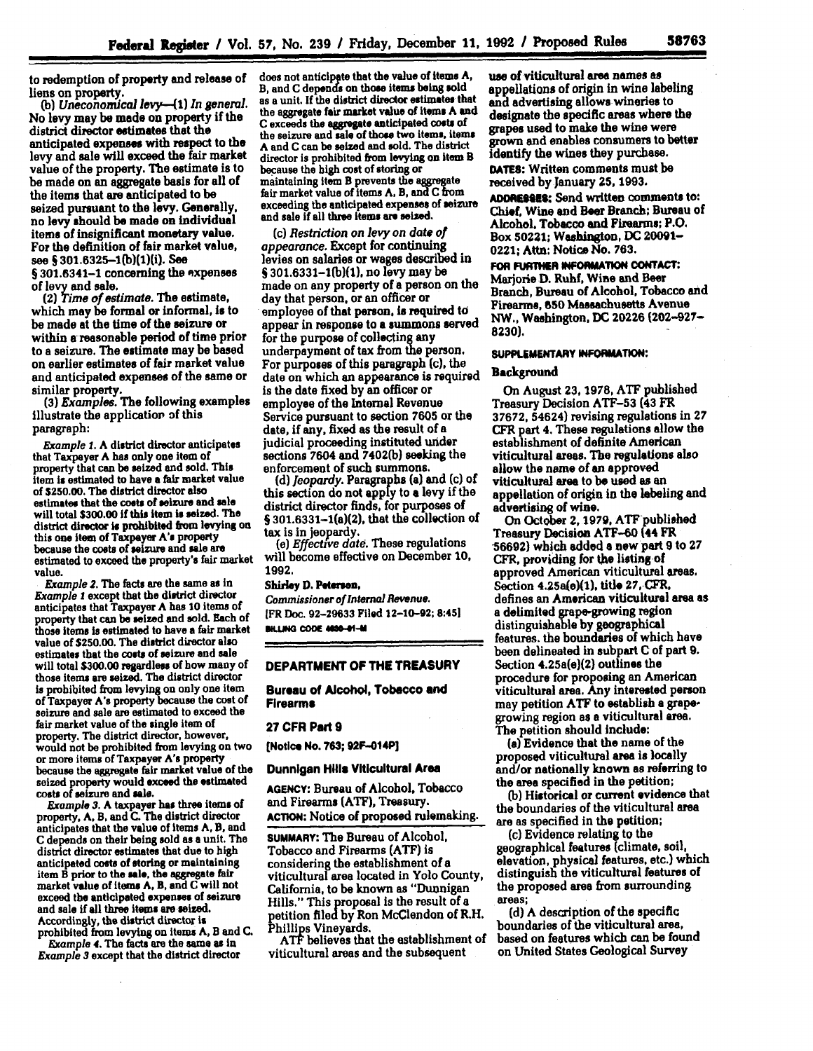to redemption of property and release of liens on property.

(b) *Uneconomical levy*—(1) *In general.* No levy may be made on property if the district director estimates that the anticipated expenses with respect to the levy and sale will exceed the fair market value of the property. The estimate is to be made on an aggregate basis for all of the items that are anticipated to be seized pursuant to the levy. Generally, no levy should be made on individual items of insignificant monetary value. For the definition of fair market value, see § 301.6325–1(b)(1)(i). See § 301.6341–1 concerning the expenses of levy and sale.

(2) *Time of estimate.* The estimate, which may be formal or informal, is to be made at the time of the seizure or within a reasonable period of time prior to a seizure. The estimate may be based on earlier estimates of fair market value and anticipated expenses of the same or similar property.

(3) *Examples.* The following examples illustrate the application of this paragraph:

*Example 1.* A district director anticipates that Taxpayer A has only one item of property that can be seized and sold. This item is estimated to have a fair market value of $250.00. The district director also estimates that the costs of seizure and sale will total $300.00 if this item is seized. The district director is prohibited from levying on this one item of Taxpayer A's property because the costs of seizure and sale are estimated to exceed the property's fair market value.

*Example 2.* The facts are the same as in *Example 1* except that the district director anticipates that Taxpayer A has 10 items of property that can be seized and sold. Each of those items is estimated to have a fair market value of $250.00. The district director also estimates that the costs of seizure and sale will total $300.00 regardless of how many of those items are seized. The district director is prohibited from levying on only one item of Taxpayer A's property because the cost of seizure and sale are estimated to exceed the fair market value of the single item of property. The district director, however, would not be prohibited from levying on two or more items of Taxpayer A's property because the aggregate fair market value of the seized property would exceed the estimated costs of seizure and sale.

*Example 3.* A taxpayer has three items of property, A, B, and C. The district director anticipates that the value of items A, B, and C depends on their being sold as a unit. The district director estimates that due to high anticipated costs of storing or maintaining item B prior to the sale, the aggregate fair market value of items A, B, and C will not exceed the anticipated expenses of seizure and sale if all three items are seized. Accordingly, the district director is prohibited from levying on items A, B and C.

*Example 4.* The facts are the same as in *Example 3* except that the district director does not anticipate that the value of items A, B, and C depends on those items being sold as a unit. If the district director estimates that the aggregate fair market value of items A and C exceeds the aggregate anticipated costs of the seizure and sale of those two items, items A and C can be seized and sold. The district director is prohibited from levying on item B because the high cost of storing or maintaining item B prevents the aggregate fair market value of items A, B, and C from exceeding the anticipated expenses of seizure and sale if all three items are seized.

(c) *Restriction on levy on date of appearance.* Except for continuing levies on salaries or wages described in § 301.6331–1(b)(1), no levy may be made on any property of a person on the day that person, or an officer or employee of that person, is required to appear in response to a summons served for the purpose of collecting any underpayment of tax from the person. For purposes of this paragraph (c), the date on which an appearance is required is the date fixed by an officer or employee of the Internal Revenue Service pursuant to section 7605 or the date, if any, fixed as the result of a judicial proceeding instituted under sections 7604 and 7402(b) seeking the enforcement of such summons.

(d) *Jeopardy.* Paragraphs (a) and (c) of this section do not apply to a levy if the district director finds, for purposes of § 301.6331–1(a)(2), that the collection of tax is in jeopardy.

(e) *Effective date.* These regulations will become effective on December 10, 1992.

**Shirley D. Peterson,**
*Commissioner of Internal Revenue.*

[FR Doc. 92–29633 Filed 12–10–92; 8:45]

BILLING CODE 4830-01-M

## DEPARTMENT OF THE TREASURY

### Bureau of Alcohol, Tobacco and Firearms

### 27 CFR Part 9

**[Notice No. 763; 92F–014P]**

### Dunnigan Hills Viticultural Area

**AGENCY:** Bureau of Alcohol, Tobacco and Firearms (ATF), Treasury.

**ACTION:** Notice of proposed rulemaking.

**SUMMARY:** The Bureau of Alcohol, Tobacco and Firearms (ATF) is considering the establishment of a viticultural area located in Yolo County, California, to be known as "Dunnigan Hills." This proposal is the result of a petition filed by Ron McClendon of R.H. Phillips Vineyards.

ATF believes that the establishment of viticultural areas and the subsequent use of viticultural area names as appellations of origin in wine labeling and advertising allows wineries to designate the specific areas where the grapes used to make the wine were grown and enables consumers to better identify the wines they purchase.

**DATES:** Written comments must be received by January 25, 1993.

**ADDRESSES:** Send written comments to: Chief, Wine and Beer Branch; Bureau of Alcohol, Tobacco and Firearms; P.O. Box 50221; Washington, DC 20091–0221; Attn: Notice No. 763.

**FOR FURTHER INFORMATION CONTACT:** Marjorie D. Ruhf, Wine and Beer Branch, Bureau of Alcohol, Tobacco and Firearms, 650 Massachusetts Avenue NW., Washington, DC 20226 (202–927–8230).

**SUPPLEMENTARY INFORMATION:**

### Background

On August 23, 1978, ATF published Treasury Decision ATF–53 (43 FR 37672, 54624) revising regulations in 27 CFR part 4. These regulations allow the establishment of definite American viticultural areas. The regulations also allow the name of an approved viticultural area to be used as an appellation of origin in the labeling and advertising of wine.

On October 2, 1979, ATF published Treasury Decision ATF–60 (44 FR 56692) which added a new part 9 to 27 CFR, providing for the listing of approved American viticultural areas. Section 4.25a(e)(1), title 27, CFR, defines an American viticultural area as a delimited grape-growing region distinguishable by geographical features. the boundaries of which have been delineated in subpart C of part 9. Section 4.25a(e)(2) outlines the procedure for proposing an American viticultural area. Any interested person may petition ATF to establish a grape-growing region as a viticultural area. The petition should include:

(a) Evidence that the name of the proposed viticultural area is locally and/or nationally known as referring to the area specified in the petition;

(b) Historical or current evidence that the boundaries of the viticultural area are as specified in the petition;

(c) Evidence relating to the geographical features (climate, soil, elevation, physical features, etc.) which distinguish the viticultural features of the proposed area from surrounding areas;

(d) A description of the specific boundaries of the viticultural area, based on features which can be found on United States Geological Survey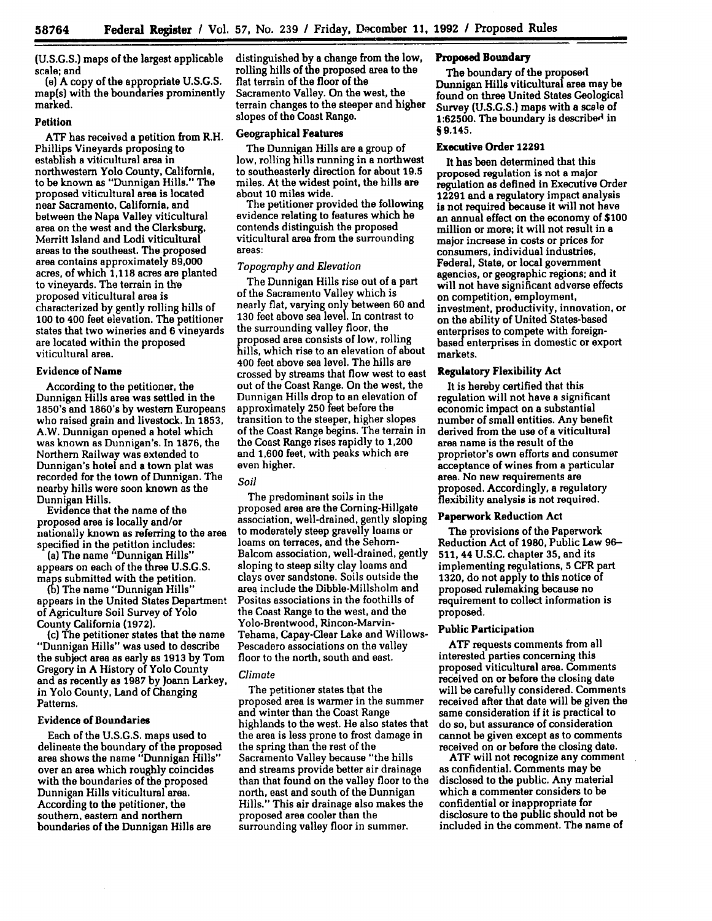(U.S.G.S.) maps of the largest applicable scale; and

(e) A copy of the appropriate U.S.G.S. map(s) with the boundaries prominently marked.

### Petition

ATF has received a petition from R.H. Phillips Vineyards proposing to establish a viticultural area in northwestern Yolo County, California, to be known as "Dunnigan Hills." The proposed viticultural area is located near Sacramento, California, and between the Napa Valley viticultural area on the west and the Clarksburg, Merritt Island and Lodi viticultural areas to the southeast. The proposed area contains approximately 89,000 acres, of which 1,118 acres are planted to vineyards. The terrain in the proposed viticultural area is characterized by gently rolling hills of 100 to 400 feet elevation. The petitioner states that two wineries and 6 vineyards are located within the proposed viticultural area.

### Evidence of Name

According to the petitioner, the Dunnigan Hills area was settled in the 1850's and 1860's by western Europeans who raised grain and livestock. In 1853, A.W. Dunnigan opened a hotel which was known as Dunnigan's. In 1876, the Northern Railway was extended to Dunnigan's hotel and a town plat was recorded for the town of Dunnigan. The nearby hills were soon known as the Dunnigan Hills.

Evidence that the name of the proposed area is locally and/or nationally known as referring to the area specified in the petition includes:

(a) The name "Dunnigan Hills" appears on each of the three U.S.G.S. maps submitted with the petition.

(b) The name "Dunnigan Hills" appears in the United States Department of Agriculture Soil Survey of Yolo County California (1972).

(c) The petitioner states that the name "Dunnigan Hills" was used to describe the subject area as early as 1913 by Tom Gregory in A History of Yolo County and as recently as 1987 by Joann Larkey, in Yolo County, Land of Changing Patterns.

### Evidence of Boundaries

Each of the U.S.G.S. maps used to delineate the boundary of the proposed area shows the name "Dunnigan Hills" over an area which roughly coincides with the boundaries of the proposed Dunnigan Hills viticultural area. According to the petitioner, the southern, eastern and northern boundaries of the Dunnigan Hills are distinguished by a change from the low, rolling hills of the proposed area to the flat terrain of the floor of the Sacramento Valley. On the west, the terrain changes to the steeper and higher slopes of the Coast Range.

### Geographical Features

The Dunnigan Hills are a group of low, rolling hills running in a northwest to southeasterly direction for about 19.5 miles. At the widest point, the hills are about 10 miles wide.

The petitioner provided the following evidence relating to features which he contends distinguish the proposed viticultural area from the surrounding areas:

#### *Topography and Elevation*

The Dunnigan Hills rise out of a part of the Sacramento Valley which is nearly flat, varying only between 60 and 130 feet above sea level. In contrast to the surrounding valley floor, the proposed area consists of low, rolling hills, which rise to an elevation of about 400 feet above sea level. The hills are crossed by streams that flow west to east out of the Coast Range. On the west, the Dunnigan Hills drop to an elevation of approximately 250 feet before the transition to the steeper, higher slopes of the Coast Range begins. The terrain in the Coast Range rises rapidly to 1,200 and 1,600 feet, with peaks which are even higher.

#### *Soil*

The predominant soils in the proposed area are the Corning-Hillgate association, well-drained, gently sloping to moderately steep gravelly loams or loams on terraces, and the Sehorn-Balcom association, well-drained, gently sloping to steep silty clay loams and clays over sandstone. Soils outside the area include the Dibble-Millsholm and Positas associations in the foothills of the Coast Range to the west, and the Yolo-Brentwood, Rincon-Marvin-Tehama, Capay-Clear Lake and Willows-Pescadero associations on the valley floor to the north, south and east.

#### *Climate*

The petitioner states that the proposed area is warmer in the summer and winter than the Coast Range highlands to the west. He also states that the area is less prone to frost damage in the spring than the rest of the Sacramento Valley because "the hills and streams provide better air drainage than that found on the valley floor to the north, east and south of the Dunnigan Hills." This air drainage also makes the proposed area cooler than the surrounding valley floor in summer.

### Proposed Boundary

The boundary of the proposed Dunnigan Hills viticultural area may be found on three United States Geological Survey (U.S.G.S.) maps with a scale of 1:62500. The boundary is described in § 9.145.

### Executive Order 12291

It has been determined that this proposed regulation is not a major regulation as defined in Executive Order 12291 and a regulatory impact analysis is not required because it will not have an annual effect on the economy of $100 million or more; it will not result in a major increase in costs or prices for consumers, individual industries, Federal, State, or local government agencies, or geographic regions; and it will not have significant adverse effects on competition, employment, investment, productivity, innovation, or on the ability of United States-based enterprises to compete with foreign-based enterprises in domestic or export markets.

### Regulatory Flexibility Act

It is hereby certified that this regulation will not have a significant economic impact on a substantial number of small entities. Any benefit derived from the use of a viticultural area name is the result of the proprietor's own efforts and consumer acceptance of wines from a particular area. No new requirements are proposed. Accordingly, a regulatory flexibility analysis is not required.

### Paperwork Reduction Act

The provisions of the Paperwork Reduction Act of 1980, Public Law 96-511, 44 U.S.C. chapter 35, and its implementing regulations, 5 CFR part 1320, do not apply to this notice of proposed rulemaking because no requirement to collect information is proposed.

### Public Participation

ATF requests comments from all interested parties concerning this proposed viticultural area. Comments received on or before the closing date will be carefully considered. Comments received after that date will be given the same consideration if it is practical to do so, but assurance of consideration cannot be given except as to comments received on or before the closing date.

ATF will not recognize any comment as confidential. Comments may be disclosed to the public. Any material which a commenter considers to be confidential or inappropriate for disclosure to the public should not be included in the comment. The name of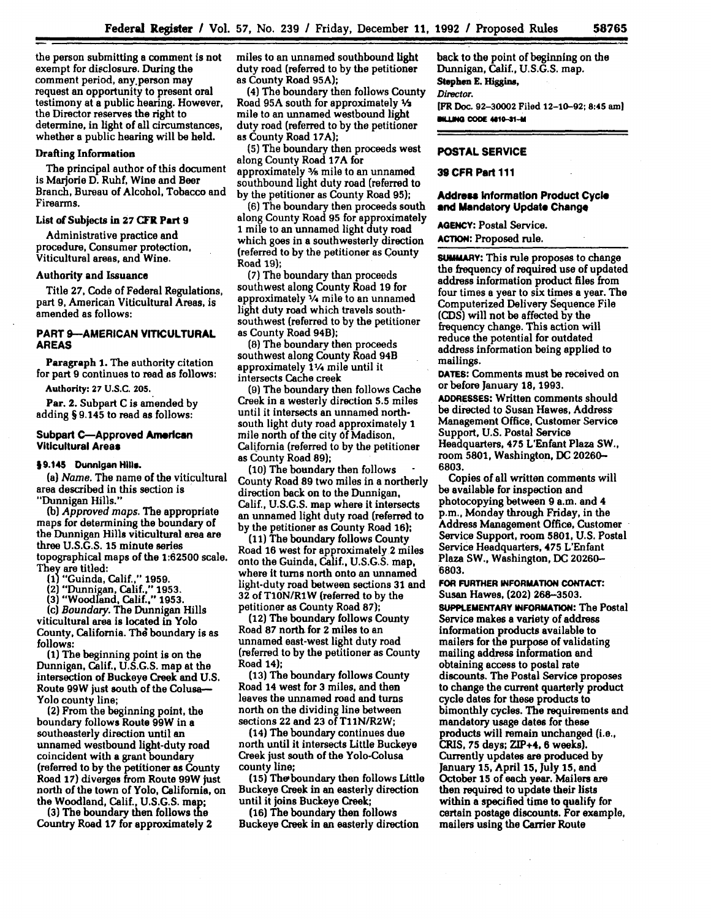the person submitting a comment is not exempt for disclosure. During the comment period, any person may request an opportunity to present oral testimony at a public hearing. However, the Director reserves the right to determine, in light of all circumstances, whether a public hearing will be held.

### Drafting Information

The principal author of this document is Marjorie D. Ruhf, Wine and Beer Branch, Bureau of Alcohol, Tobacco and Firearms.

### List of Subjects in 27 CFR Part 9

Administrative practice and procedure, Consumer protection, Viticultural areas, and Wine.

### Authority and Issuance

Title 27, Code of Federal Regulations, part 9, American Viticultural Areas, is amended as follows:

## PART 9—AMERICAN VITICULTURAL AREAS

**Paragraph 1.** The authority citation for part 9 continues to read as follows:

**Authority:** 27 U.S.C. 205.

**Par. 2.** Subpart C is amended by adding § 9.145 to read as follows:

### Subpart C—Approved American Viticultural Areas

**§ 9.145 Dunnigan Hills.**

(a) *Name.* The name of the viticultural area described in this section is "Dunnigan Hills."

(b) *Approved maps.* The appropriate maps for determining the boundary of the Dunnigan Hills viticultural area are three U.S.G.S. 15 minute series topographical maps of the 1:62500 scale. They are titled:

(1) "Guinda, Calif.," 1959.
(2) "Dunnigan, Calif.," 1953.
(3) "Woodland, Calif.," 1953.

(c) *Boundary.* The Dunnigan Hills viticultural area is located in Yolo County, California. The boundary is as follows:

(1) The beginning point is on the Dunnigan, Calif., U.S.G.S. map at the intersection of Buckeye Creek and U.S. Route 99W just south of the Colusa—Yolo county line;

(2) From the beginning point, the boundary follows Route 99W in a southeasterly direction until an unnamed westbound light-duty road coincident with a grant boundary (referred to by the petitioner as County Road 17) diverges from Route 99W just north of the town of Yolo, California, on the Woodland, Calif., U.S.G.S. map;

(3) The boundary then follows the Country Road 17 for approximately 2 miles to an unnamed southbound light duty road (referred to by the petitioner as County Road 95A);

(4) The boundary then follows County Road 95A south for approximately ½ mile to an unnamed westbound light duty road (referred to by the petitioner as County Road 17A);

(5) The boundary then proceeds west along County Road 17A for approximately ⅜ mile to an unnamed southbound light duty road (referred to by the petitioner as County Road 95);

(6) The boundary then proceeds south along County Road 95 for approximately 1 mile to an unnamed light duty road which goes in a southwesterly direction (referred to by the petitioner as County Road 19);

(7) The boundary than proceeds southwest along County Road 19 for approximately ¼ mile to an unnamed light duty road which travels south-southwest (referred to by the petitioner as County Road 94B);

(8) The boundary then proceeds southwest along County Road 94B approximately 1¼ mile until it intersects Cache creek

(9) The boundary then follows Cache Creek in a westerly direction 5.5 miles until it intersects an unnamed north-south light duty road approximately 1 mile north of the city of Madison, California (referred to by the petitioner as County Road 89);

(10) The boundary then follows County Road 89 two miles in a northerly direction back on to the Dunnigan, Calif., U.S.G.S. map where it intersects an unnamed light duty road (referred to by the petitioner as County Road 16);

(11) The boundary follows County Road 16 west for approximately 2 miles onto the Guinda, Calif., U.S.G.S. map, where it turns north onto an unnamed light-duty road between sections 31 and 32 of T10N/R1W (referred to by the petitioner as County Road 87);

(12) The boundary follows County Road 87 north for 2 miles to an unnamed east-west light duty road (referred to by the petitioner as County Road 14);

(13) The boundary follows County Road 14 west for 3 miles, and then leaves the unnamed road and turns north on the dividing line between sections 22 and 23 of T11N/R2W;

(14) The boundary continues due north until it intersects Little Buckeye Creek just south of the Yolo-Colusa county line;

(15) The boundary then follows Little Buckeye Creek in an easterly direction until it joins Buckeye Creek;

(16) The boundary then follows Buckeye Creek in an easterly direction back to the point of beginning on the Dunnigan, Calif., U.S.G.S. map.

**Stephen E. Higgins,**
*Director.*

[FR Doc. 92-30002 Filed 12-10-92; 8:45 am]

BILLING CODE 4810-31-M

---

## POSTAL SERVICE

### 39 CFR Part 111

### Address Information Product Cycle and Mandatory Update Change

**AGENCY:** Postal Service.

**ACTION:** Proposed rule.

**SUMMARY:** This rule proposes to change the frequency of required use of updated address information product files from four times a year to six times a year. The Computerized Delivery Sequence File (CDS) will not be affected by the frequency change. This action will reduce the potential for outdated address information being applied to mailings.

**DATES:** Comments must be received on or before January 18, 1993.

**ADDRESSES:** Written comments should be directed to Susan Hawes, Address Management Office, Customer Service Support, U.S. Postal Service Headquarters, 475 L'Enfant Plaza SW., room 5801, Washington, DC 20260–6803.

Copies of all written comments will be available for inspection and photocopying between 9 a.m. and 4 p.m., Monday through Friday, in the Address Management Office, Customer Service Support, room 5801, U.S. Postal Service Headquarters, 475 L'Enfant Plaza SW., Washington, DC 20260–6803.

**FOR FURTHER INFORMATION CONTACT:** Susan Hawes, (202) 268–3503.

**SUPPLEMENTARY INFORMATION:** The Postal Service makes a variety of address information products available to mailers for the purpose of validating mailing address information and obtaining access to postal rate discounts. The Postal Service proposes to change the current quarterly product cycle dates for these products to bimonthly cycles. The requirements and mandatory usage dates for these products will remain unchanged (i.e., CRIS, 75 days; ZIP+4, 6 weeks). Currently updates are produced by January 15, April 15, July 15, and October 15 of each year. Mailers are then required to update their lists within a specified time to qualify for certain postage discounts. For example, mailers using the Carrier Route